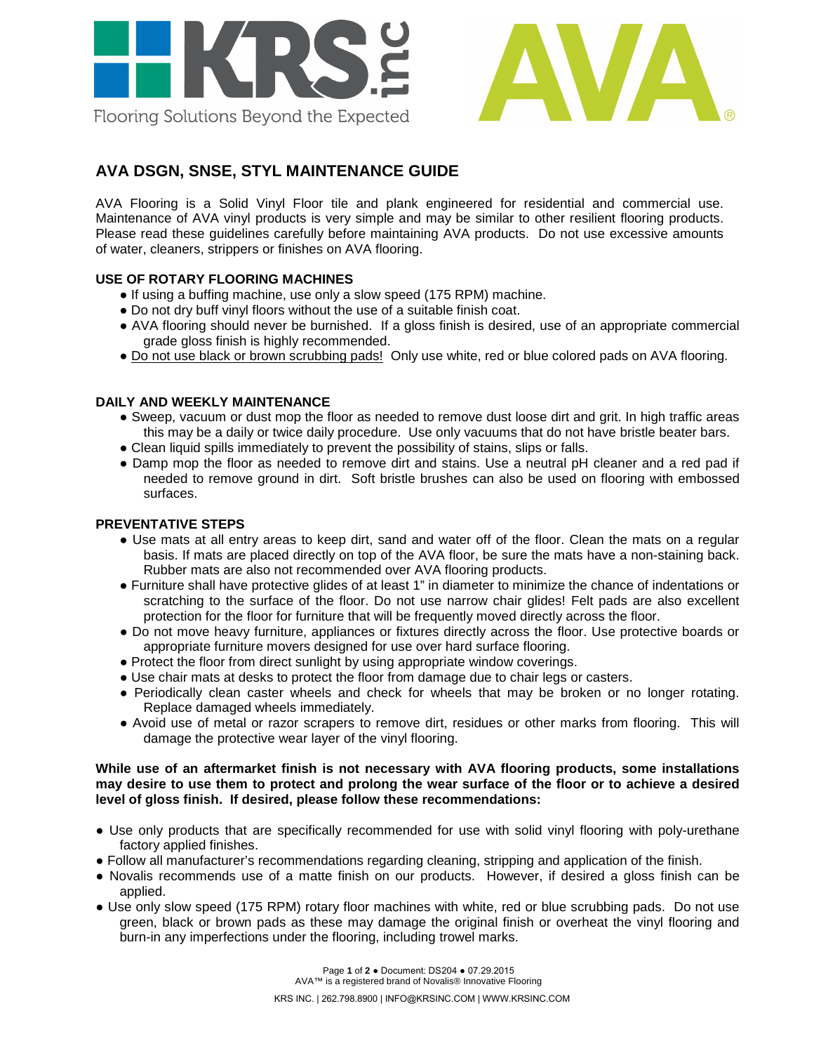KRS inc
Flooring Solutions Beyond the Expected

AVA®

## AVA DSGN, SNSE, STYL MAINTENANCE GUIDE

AVA Flooring is a Solid Vinyl Floor tile and plank engineered for residential and commercial use. Maintenance of AVA vinyl products is very simple and may be similar to other resilient flooring products. Please read these guidelines carefully before maintaining AVA products. Do not use excessive amounts of water, cleaners, strippers or finishes on AVA flooring.

### USE OF ROTARY FLOORING MACHINES

- If using a buffing machine, use only a slow speed (175 RPM) machine.
- Do not dry buff vinyl floors without the use of a suitable finish coat.
- AVA flooring should never be burnished. If a gloss finish is desired, use of an appropriate commercial grade gloss finish is highly recommended.
- <u>Do not use black or brown scrubbing pads!</u> Only use white, red or blue colored pads on AVA flooring.

### DAILY AND WEEKLY MAINTENANCE

- Sweep, vacuum or dust mop the floor as needed to remove dust loose dirt and grit. In high traffic areas this may be a daily or twice daily procedure. Use only vacuums that do not have bristle beater bars.
- Clean liquid spills immediately to prevent the possibility of stains, slips or falls.
- Damp mop the floor as needed to remove dirt and stains. Use a neutral pH cleaner and a red pad if needed to remove ground in dirt. Soft bristle brushes can also be used on flooring with embossed surfaces.

### PREVENTATIVE STEPS

- Use mats at all entry areas to keep dirt, sand and water off of the floor. Clean the mats on a regular basis. If mats are placed directly on top of the AVA floor, be sure the mats have a non-staining back. Rubber mats are also not recommended over AVA flooring products.
- Furniture shall have protective glides of at least 1" in diameter to minimize the chance of indentations or scratching to the surface of the floor. Do not use narrow chair glides! Felt pads are also excellent protection for the floor for furniture that will be frequently moved directly across the floor.
- Do not move heavy furniture, appliances or fixtures directly across the floor. Use protective boards or appropriate furniture movers designed for use over hard surface flooring.
- Protect the floor from direct sunlight by using appropriate window coverings.
- Use chair mats at desks to protect the floor from damage due to chair legs or casters.
- Periodically clean caster wheels and check for wheels that may be broken or no longer rotating. Replace damaged wheels immediately.
- Avoid use of metal or razor scrapers to remove dirt, residues or other marks from flooring. This will damage the protective wear layer of the vinyl flooring.

**While use of an aftermarket finish is not necessary with AVA flooring products, some installations may desire to use them to protect and prolong the wear surface of the floor or to achieve a desired level of gloss finish. If desired, please follow these recommendations:**

- Use only products that are specifically recommended for use with solid vinyl flooring with poly-urethane factory applied finishes.
- Follow all manufacturer's recommendations regarding cleaning, stripping and application of the finish.
- Novalis recommends use of a matte finish on our products. However, if desired a gloss finish can be applied.
- Use only slow speed (175 RPM) rotary floor machines with white, red or blue scrubbing pads. Do not use green, black or brown pads as these may damage the original finish or overheat the vinyl flooring and burn-in any imperfections under the flooring, including trowel marks.

Document: DS204 ● 07.29.2015
AVA™ is a registered brand of Novalis® Innovative Flooring

KRS INC. | 262.798.8900 | INFO@KRSINC.COM | WWW.KRSINC.COM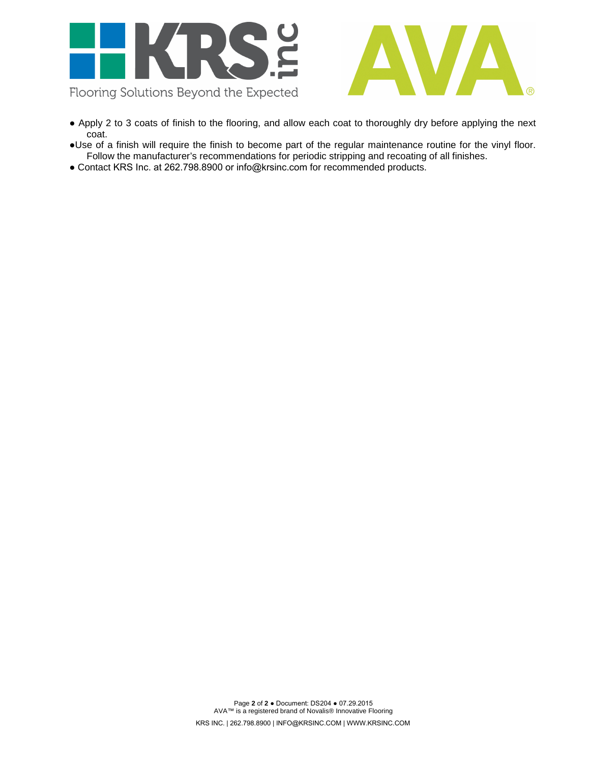- Apply 2 to 3 coats of finish to the flooring, and allow each coat to thoroughly dry before applying the next coat.
- Use of a finish will require the finish to become part of the regular maintenance routine for the vinyl floor. Follow the manufacturer's recommendations for periodic stripping and recoating of all finishes.
- Contact KRS Inc. at 262.798.8900 or info@krsinc.com for recommended products.